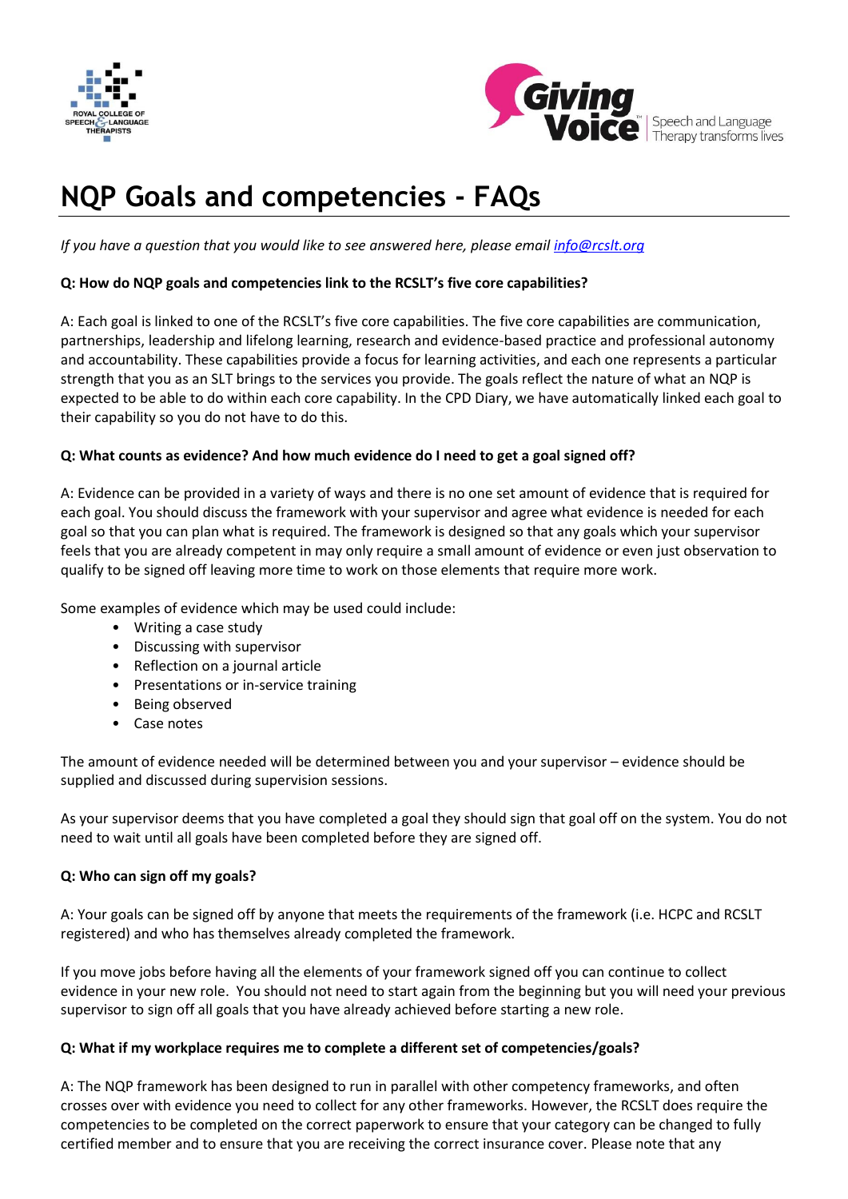# NQP Goals and competencies - FAQs

*If you have a question that you would like to see answered here, please email [info@rcslt.org](mailto:info@rcslt.org)*

**Q: How do NQP goals and competencies link to the RCSLT's five core capabilities?**

A: Each goal is linked to one of the RCSLT's five core capabilities. The five core capabilities are communication, partnerships, leadership and lifelong learning, research and evidence-based practice and professional autonomy and accountability. These capabilities provide a focus for learning activities, and each one represents a particular strength that you as an SLT brings to the services you provide. The goals reflect the nature of what an NQP is expected to be able to do within each core capability. In the CPD Diary, we have automatically linked each goal to their capability so you do not have to do this.

**Q: What counts as evidence? And how much evidence do I need to get a goal signed off?**

A: Evidence can be provided in a variety of ways and there is no one set amount of evidence that is required for each goal. You should discuss the framework with your supervisor and agree what evidence is needed for each goal so that you can plan what is required. The framework is designed so that any goals which your supervisor feels that you are already competent in may only require a small amount of evidence or even just observation to qualify to be signed off leaving more time to work on those elements that require more work.

Some examples of evidence which may be used could include:

- Writing a case study
- Discussing with supervisor
- Reflection on a journal article
- Presentations or in-service training
- Being observed
- Case notes

The amount of evidence needed will be determined between you and your supervisor – evidence should be supplied and discussed during supervision sessions.

As your supervisor deems that you have completed a goal they should sign that goal off on the system. You do not need to wait until all goals have been completed before they are signed off.

**Q: Who can sign off my goals?**

A: Your goals can be signed off by anyone that meets the requirements of the framework (i.e. HCPC and RCSLT registered) and who has themselves already completed the framework.

If you move jobs before having all the elements of your framework signed off you can continue to collect evidence in your new role. You should not need to start again from the beginning but you will need your previous supervisor to sign off all goals that you have already achieved before starting a new role.

**Q: What if my workplace requires me to complete a different set of competencies/goals?**

A: The NQP framework has been designed to run in parallel with other competency frameworks, and often crosses over with evidence you need to collect for any other frameworks. However, the RCSLT does require the competencies to be completed on the correct paperwork to ensure that your category can be changed to fully certified member and to ensure that you are receiving the correct insurance cover. Please note that any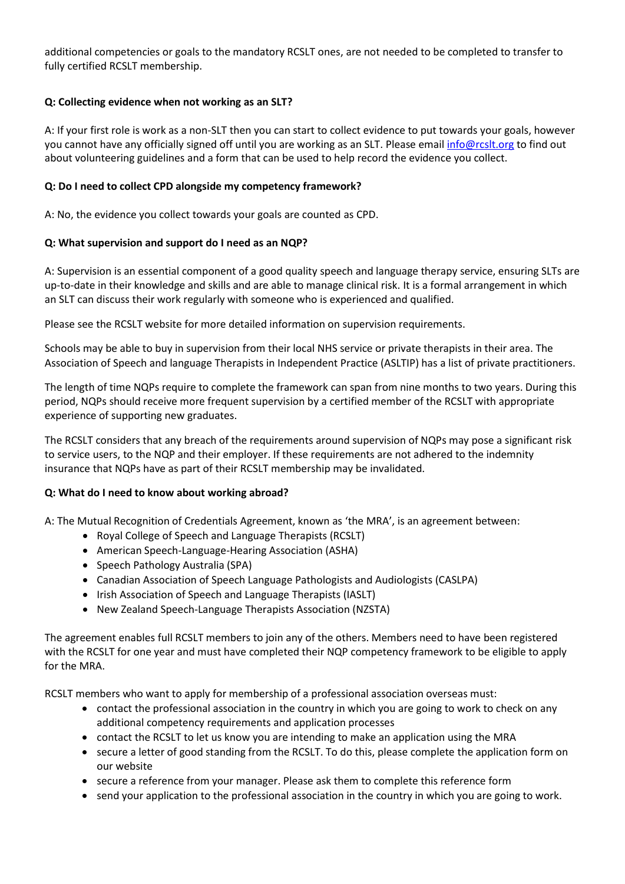additional competencies or goals to the mandatory RCSLT ones, are not needed to be completed to transfer to fully certified RCSLT membership.

**Q: Collecting evidence when not working as an SLT?**

A: If your first role is work as a non-SLT then you can start to collect evidence to put towards your goals, however you cannot have any officially signed off until you are working as an SLT. Please email info@rcslt.org to find out about volunteering guidelines and a form that can be used to help record the evidence you collect.

**Q: Do I need to collect CPD alongside my competency framework?**

A: No, the evidence you collect towards your goals are counted as CPD.

**Q: What supervision and support do I need as an NQP?**

A: Supervision is an essential component of a good quality speech and language therapy service, ensuring SLTs are up-to-date in their knowledge and skills and are able to manage clinical risk. It is a formal arrangement in which an SLT can discuss their work regularly with someone who is experienced and qualified.

Please see the RCSLT website for more detailed information on supervision requirements.

Schools may be able to buy in supervision from their local NHS service or private therapists in their area. The Association of Speech and language Therapists in Independent Practice (ASLTIP) has a list of private practitioners.

The length of time NQPs require to complete the framework can span from nine months to two years. During this period, NQPs should receive more frequent supervision by a certified member of the RCSLT with appropriate experience of supporting new graduates.

The RCSLT considers that any breach of the requirements around supervision of NQPs may pose a significant risk to service users, to the NQP and their employer. If these requirements are not adhered to the indemnity insurance that NQPs have as part of their RCSLT membership may be invalidated.

**Q: What do I need to know about working abroad?**

A: The Mutual Recognition of Credentials Agreement, known as 'the MRA', is an agreement between:

- Royal College of Speech and Language Therapists (RCSLT)
- American Speech-Language-Hearing Association (ASHA)
- Speech Pathology Australia (SPA)
- Canadian Association of Speech Language Pathologists and Audiologists (CASLPA)
- Irish Association of Speech and Language Therapists (IASLT)
- New Zealand Speech-Language Therapists Association (NZSTA)

The agreement enables full RCSLT members to join any of the others. Members need to have been registered with the RCSLT for one year and must have completed their NQP competency framework to be eligible to apply for the MRA.

RCSLT members who want to apply for membership of a professional association overseas must:

- contact the professional association in the country in which you are going to work to check on any additional competency requirements and application processes
- contact the RCSLT to let us know you are intending to make an application using the MRA
- secure a letter of good standing from the RCSLT. To do this, please complete the application form on our website
- secure a reference from your manager. Please ask them to complete this reference form
- send your application to the professional association in the country in which you are going to work.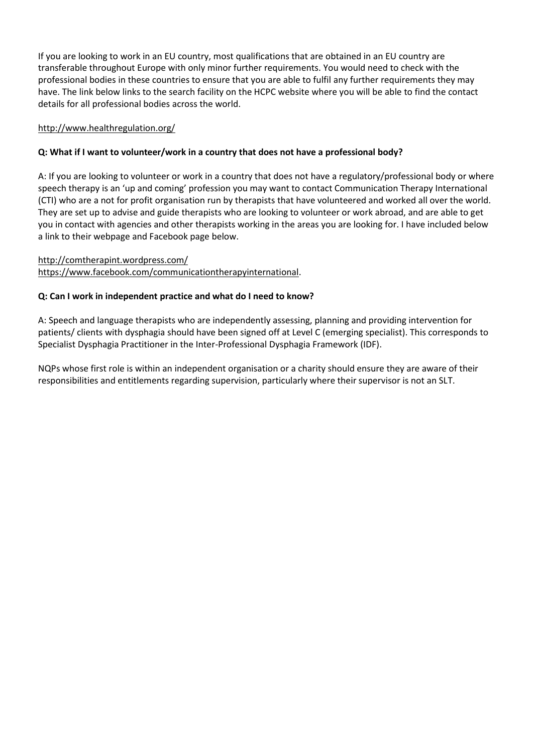If you are looking to work in an EU country, most qualifications that are obtained in an EU country are transferable throughout Europe with only minor further requirements. You would need to check with the professional bodies in these countries to ensure that you are able to fulfil any further requirements they may have. The link below links to the search facility on the HCPC website where you will be able to find the contact details for all professional bodies across the world.

http://www.healthregulation.org/

**Q: What if I want to volunteer/work in a country that does not have a professional body?**

A: If you are looking to volunteer or work in a country that does not have a regulatory/professional body or where speech therapy is an 'up and coming' profession you may want to contact Communication Therapy International (CTI) who are a not for profit organisation run by therapists that have volunteered and worked all over the world. They are set up to advise and guide therapists who are looking to volunteer or work abroad, and are able to get you in contact with agencies and other therapists working in the areas you are looking for. I have included below a link to their webpage and Facebook page below.

http://comtherapint.wordpress.com/
https://www.facebook.com/communicationtherapyinternational.

**Q: Can I work in independent practice and what do I need to know?**

A: Speech and language therapists who are independently assessing, planning and providing intervention for patients/ clients with dysphagia should have been signed off at Level C (emerging specialist). This corresponds to Specialist Dysphagia Practitioner in the Inter-Professional Dysphagia Framework (IDF).

NQPs whose first role is within an independent organisation or a charity should ensure they are aware of their responsibilities and entitlements regarding supervision, particularly where their supervisor is not an SLT.